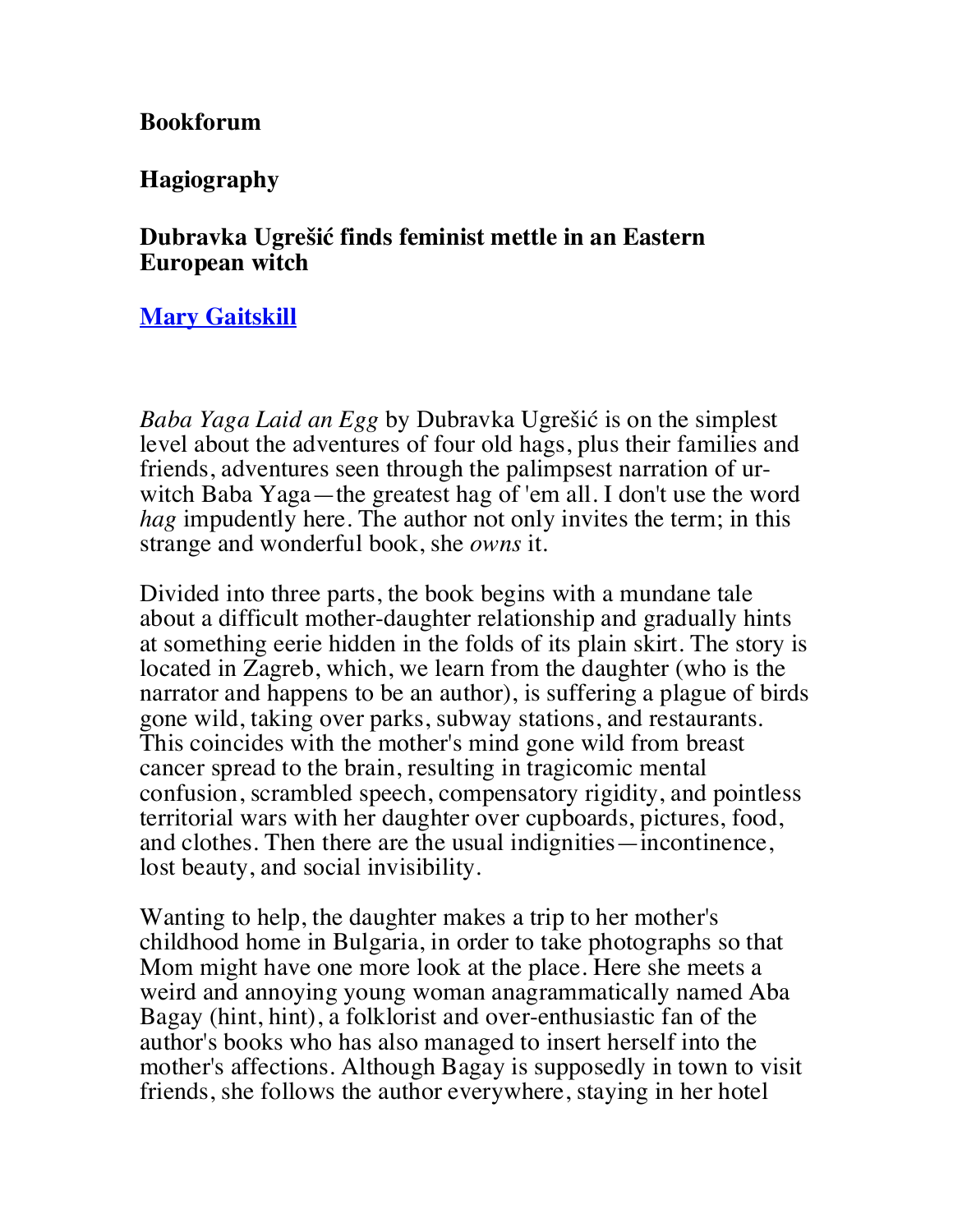**Bookforum**

**Hagiography**

**Dubravka Ugrešić finds feminist mettle in an Eastern European witch**

**[Mary Gaitskill]()**

*Baba Yaga Laid an Egg* by Dubravka Ugrešić is on the simplest level about the adventures of four old hags, plus their families and friends, adventures seen through the palimpsest narration of ur-witch Baba Yaga—the greatest hag of 'em all. I don't use the word *hag* impudently here. The author not only invites the term; in this strange and wonderful book, she *owns* it.

Divided into three parts, the book begins with a mundane tale about a difficult mother-daughter relationship and gradually hints at something eerie hidden in the folds of its plain skirt. The story is located in Zagreb, which, we learn from the daughter (who is the narrator and happens to be an author), is suffering a plague of birds gone wild, taking over parks, subway stations, and restaurants. This coincides with the mother's mind gone wild from breast cancer spread to the brain, resulting in tragicomic mental confusion, scrambled speech, compensatory rigidity, and pointless territorial wars with her daughter over cupboards, pictures, food, and clothes. Then there are the usual indignities—incontinence, lost beauty, and social invisibility.

Wanting to help, the daughter makes a trip to her mother's childhood home in Bulgaria, in order to take photographs so that Mom might have one more look at the place. Here she meets a weird and annoying young woman anagrammatically named Aba Bagay (hint, hint), a folklorist and over-enthusiastic fan of the author's books who has also managed to insert herself into the mother's affections. Although Bagay is supposedly in town to visit friends, she follows the author everywhere, staying in her hotel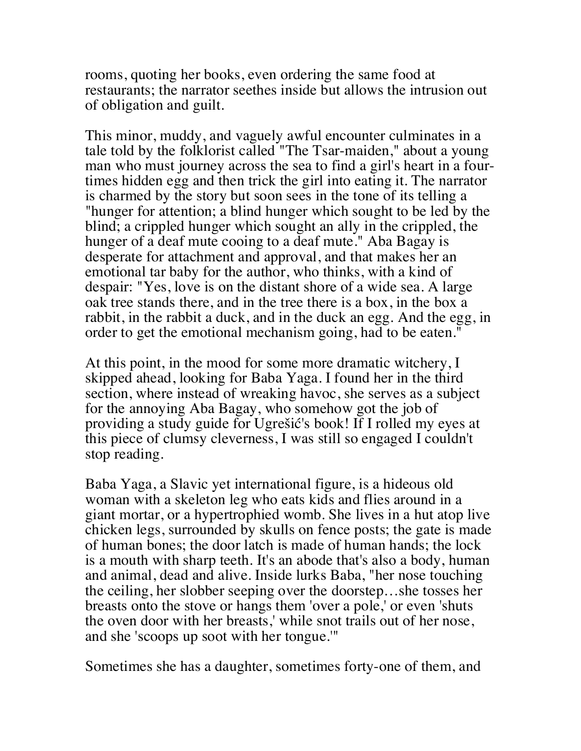rooms, quoting her books, even ordering the same food at restaurants; the narrator seethes inside but allows the intrusion out of obligation and guilt.

This minor, muddy, and vaguely awful encounter culminates in a tale told by the folklorist called "The Tsar-maiden," about a young man who must journey across the sea to find a girl's heart in a four-times hidden egg and then trick the girl into eating it. The narrator is charmed by the story but soon sees in the tone of its telling a "hunger for attention; a blind hunger which sought to be led by the blind; a crippled hunger which sought an ally in the crippled, the hunger of a deaf mute cooing to a deaf mute." Aba Bagay is desperate for attachment and approval, and that makes her an emotional tar baby for the author, who thinks, with a kind of despair: "Yes, love is on the distant shore of a wide sea. A large oak tree stands there, and in the tree there is a box, in the box a rabbit, in the rabbit a duck, and in the duck an egg. And the egg, in order to get the emotional mechanism going, had to be eaten."

At this point, in the mood for some more dramatic witchery, I skipped ahead, looking for Baba Yaga. I found her in the third section, where instead of wreaking havoc, she serves as a subject for the annoying Aba Bagay, who somehow got the job of providing a study guide for Ugrešić's book! If I rolled my eyes at this piece of clumsy cleverness, I was still so engaged I couldn't stop reading.

Baba Yaga, a Slavic yet international figure, is a hideous old woman with a skeleton leg who eats kids and flies around in a giant mortar, or a hypertrophied womb. She lives in a hut atop live chicken legs, surrounded by skulls on fence posts; the gate is made of human bones; the door latch is made of human hands; the lock is a mouth with sharp teeth. It's an abode that's also a body, human and animal, dead and alive. Inside lurks Baba, "her nose touching the ceiling, her slobber seeping over the doorstep…she tosses her breasts onto the stove or hangs them 'over a pole,' or even 'shuts the oven door with her breasts,' while snot trails out of her nose, and she 'scoops up soot with her tongue.'"

Sometimes she has a daughter, sometimes forty-one of them, and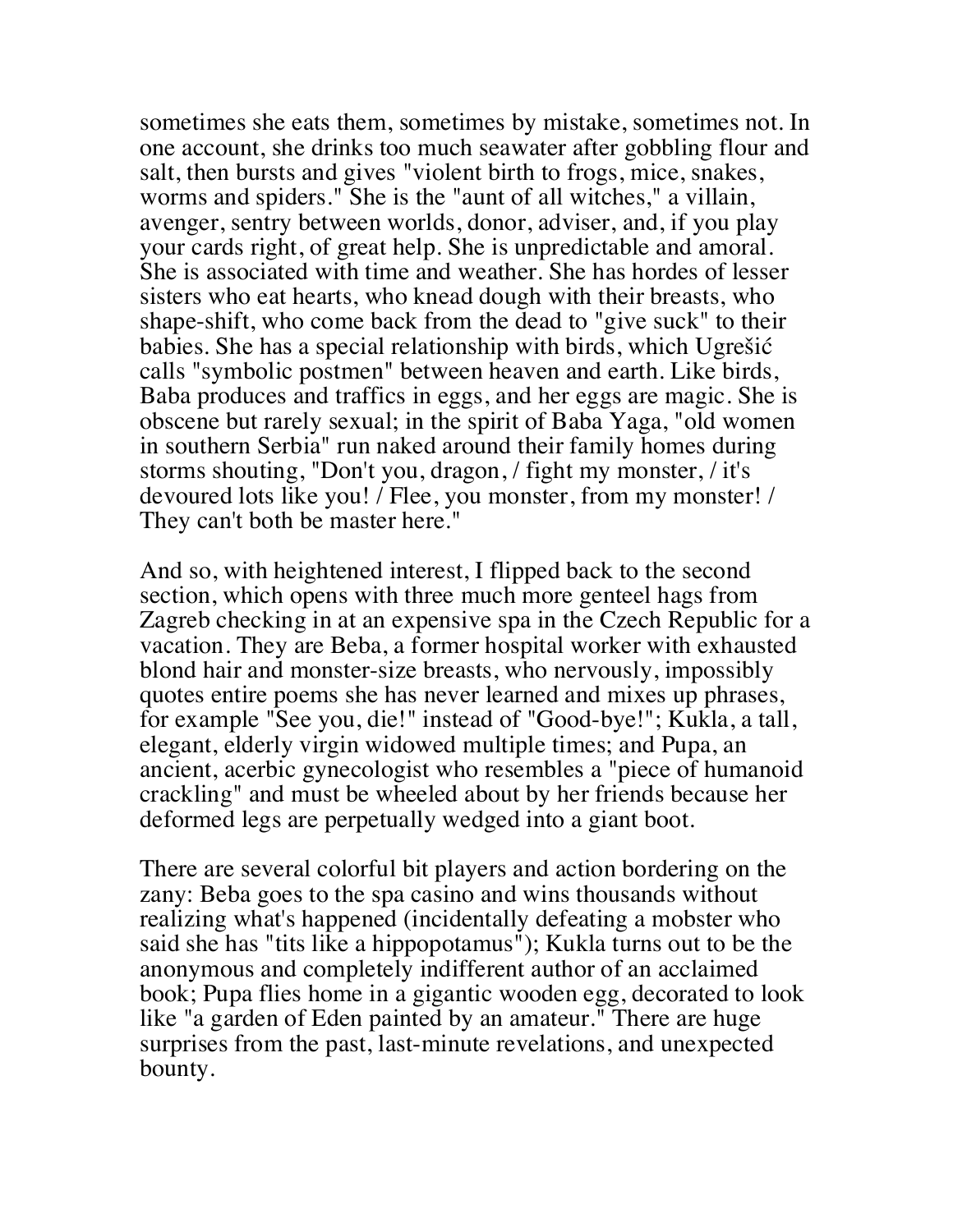sometimes she eats them, sometimes by mistake, sometimes not. In one account, she drinks too much seawater after gobbling flour and salt, then bursts and gives "violent birth to frogs, mice, snakes, worms and spiders." She is the "aunt of all witches," a villain, avenger, sentry between worlds, donor, adviser, and, if you play your cards right, of great help. She is unpredictable and amoral. She is associated with time and weather. She has hordes of lesser sisters who eat hearts, who knead dough with their breasts, who shape-shift, who come back from the dead to "give suck" to their babies. She has a special relationship with birds, which Ugrešić calls "symbolic postmen" between heaven and earth. Like birds, Baba produces and traffics in eggs, and her eggs are magic. She is obscene but rarely sexual; in the spirit of Baba Yaga, "old women in southern Serbia" run naked around their family homes during storms shouting, "Don't you, dragon, / fight my monster, / it's devoured lots like you! / Flee, you monster, from my monster! / They can't both be master here."

And so, with heightened interest, I flipped back to the second section, which opens with three much more genteel hags from Zagreb checking in at an expensive spa in the Czech Republic for a vacation. They are Beba, a former hospital worker with exhausted blond hair and monster-size breasts, who nervously, impossibly quotes entire poems she has never learned and mixes up phrases, for example "See you, die!" instead of "Good-bye!"; Kukla, a tall, elegant, elderly virgin widowed multiple times; and Pupa, an ancient, acerbic gynecologist who resembles a "piece of humanoid crackling" and must be wheeled about by her friends because her deformed legs are perpetually wedged into a giant boot.

There are several colorful bit players and action bordering on the zany: Beba goes to the spa casino and wins thousands without realizing what's happened (incidentally defeating a mobster who said she has "tits like a hippopotamus"); Kukla turns out to be the anonymous and completely indifferent author of an acclaimed book; Pupa flies home in a gigantic wooden egg, decorated to look like "a garden of Eden painted by an amateur." There are huge surprises from the past, last-minute revelations, and unexpected bounty.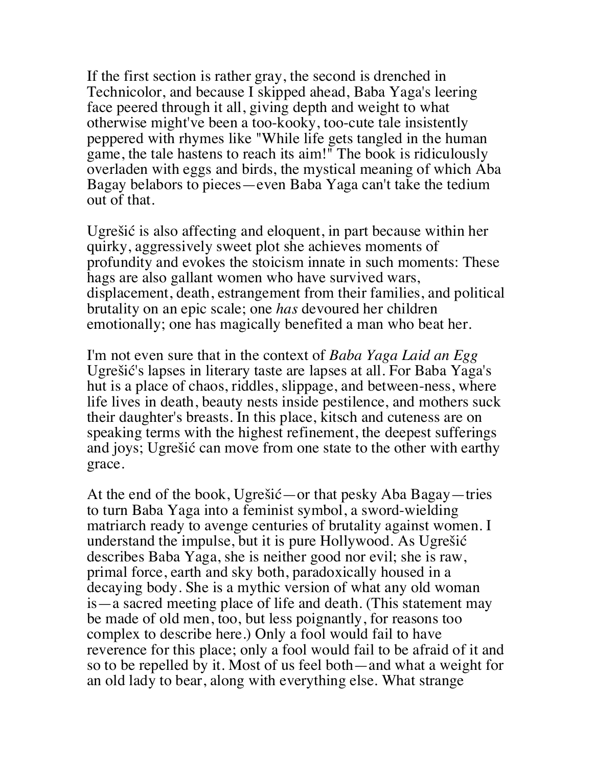If the first section is rather gray, the second is drenched in Technicolor, and because I skipped ahead, Baba Yaga's leering face peered through it all, giving depth and weight to what otherwise might've been a too-kooky, too-cute tale insistently peppered with rhymes like "While life gets tangled in the human game, the tale hastens to reach its aim!" The book is ridiculously overladen with eggs and birds, the mystical meaning of which Aba Bagay belabors to pieces—even Baba Yaga can't take the tedium out of that.

Ugrešić is also affecting and eloquent, in part because within her quirky, aggressively sweet plot she achieves moments of profundity and evokes the stoicism innate in such moments: These hags are also gallant women who have survived wars, displacement, death, estrangement from their families, and political brutality on an epic scale; one *has* devoured her children emotionally; one has magically benefited a man who beat her.

I'm not even sure that in the context of *Baba Yaga Laid an Egg* Ugrešić's lapses in literary taste are lapses at all. For Baba Yaga's hut is a place of chaos, riddles, slippage, and between-ness, where life lives in death, beauty nests inside pestilence, and mothers suck their daughter's breasts. In this place, kitsch and cuteness are on speaking terms with the highest refinement, the deepest sufferings and joys; Ugrešić can move from one state to the other with earthy grace.

At the end of the book, Ugrešić—or that pesky Aba Bagay—tries to turn Baba Yaga into a feminist symbol, a sword-wielding matriarch ready to avenge centuries of brutality against women. I understand the impulse, but it is pure Hollywood. As Ugrešić describes Baba Yaga, she is neither good nor evil; she is raw, primal force, earth and sky both, paradoxically housed in a decaying body. She is a mythic version of what any old woman is—a sacred meeting place of life and death. (This statement may be made of old men, too, but less poignantly, for reasons too complex to describe here.) Only a fool would fail to have reverence for this place; only a fool would fail to be afraid of it and so to be repelled by it. Most of us feel both—and what a weight for an old lady to bear, along with everything else. What strange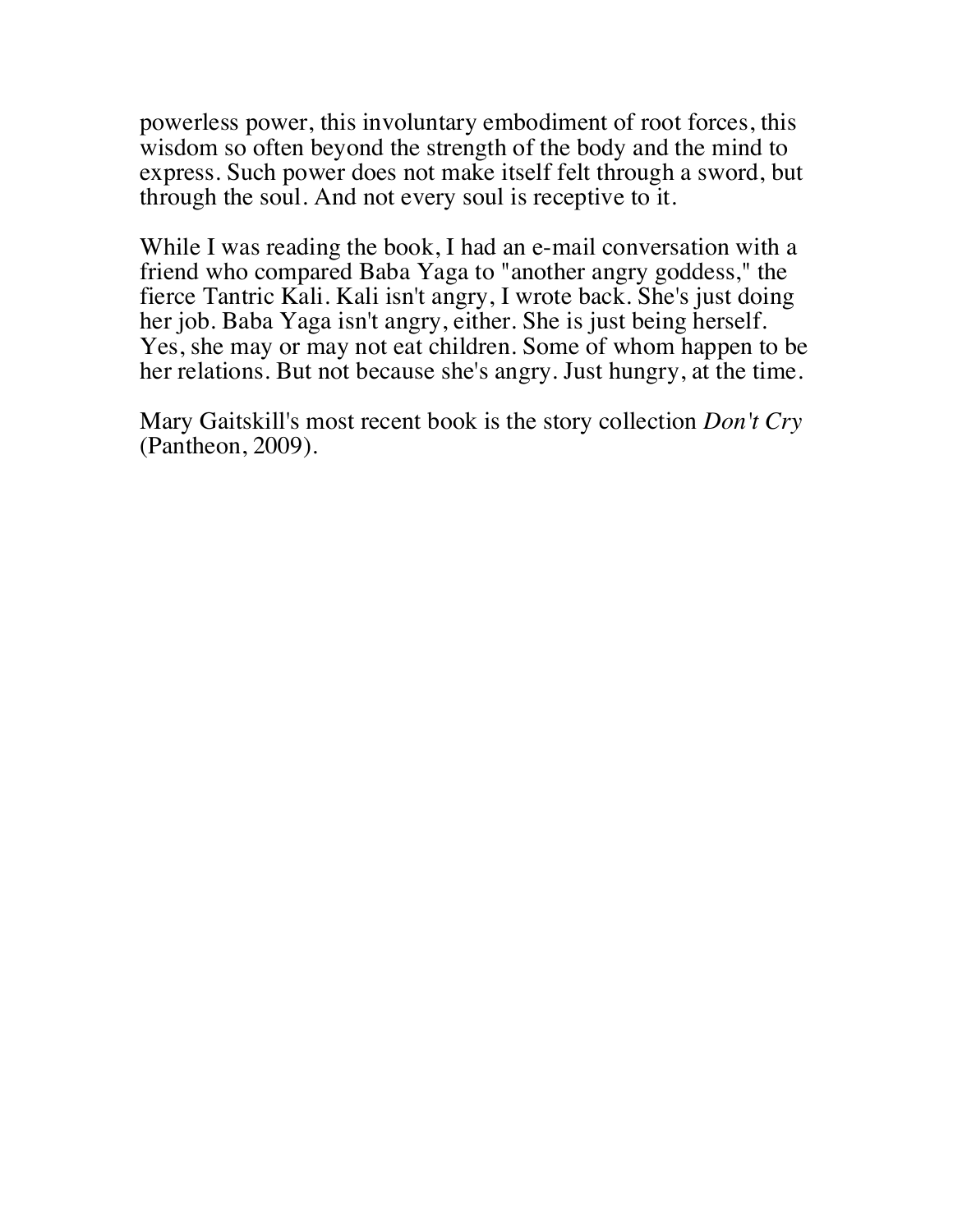powerless power, this involuntary embodiment of root forces, this wisdom so often beyond the strength of the body and the mind to express. Such power does not make itself felt through a sword, but through the soul. And not every soul is receptive to it.

While I was reading the book, I had an e-mail conversation with a friend who compared Baba Yaga to "another angry goddess," the fierce Tantric Kali. Kali isn't angry, I wrote back. She's just doing her job. Baba Yaga isn't angry, either. She is just being herself. Yes, she may or may not eat children. Some of whom happen to be her relations. But not because she's angry. Just hungry, at the time.

Mary Gaitskill's most recent book is the story collection *Don't Cry* (Pantheon, 2009).